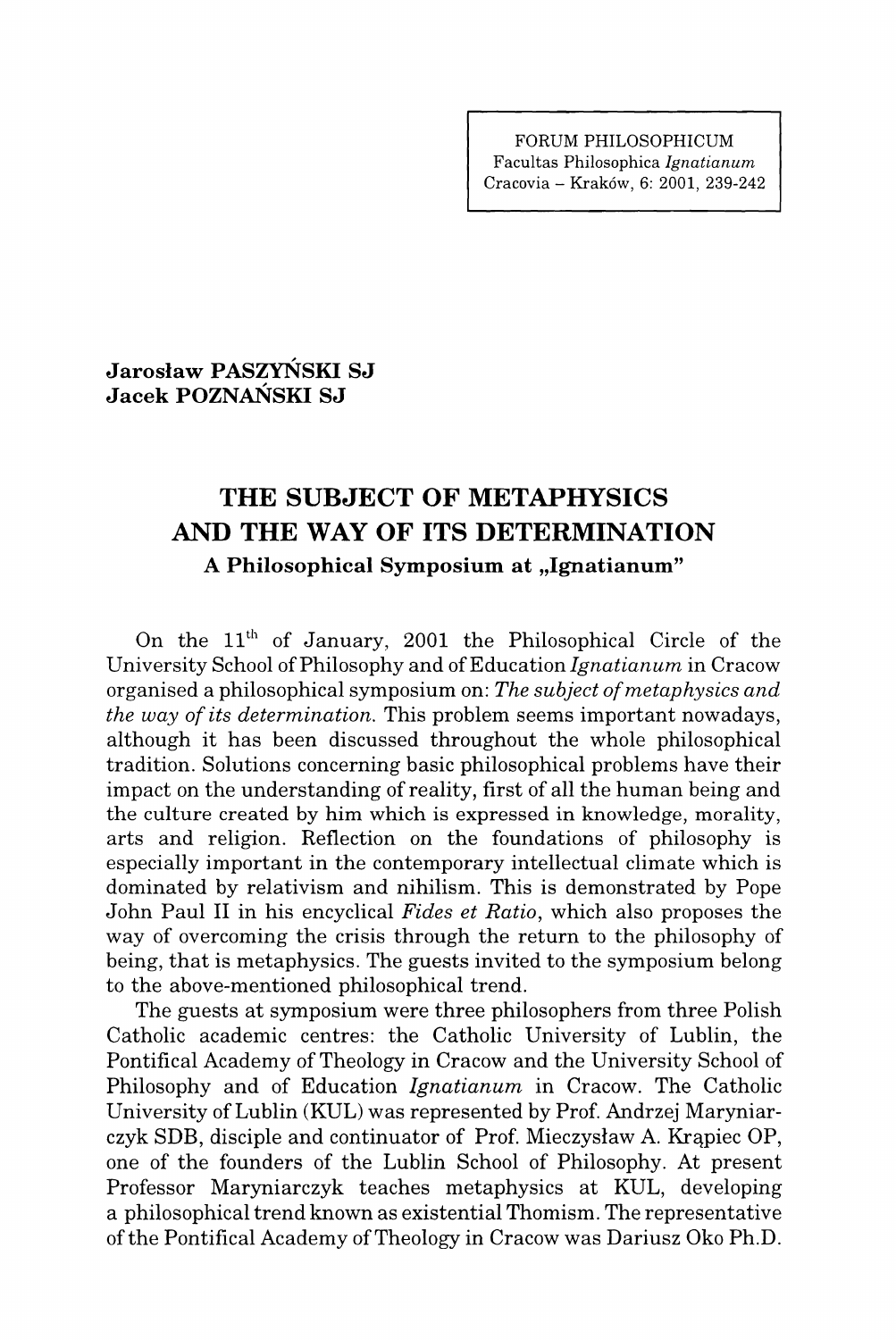**Jarosław PASZYŃSKI SJ**
**Jacek POZNAŃSKI SJ**

# THE SUBJECT OF METAPHYSICS AND THE WAY OF ITS DETERMINATION

### A Philosophical Symposium at „Ignatianum"

On the 11th of January, 2001 the Philosophical Circle of the University School of Philosophy and of Education *Ignatianum* in Cracow organised a philosophical symposium on: *The subject of metaphysics and the way of its determination.* This problem seems important nowadays, although it has been discussed throughout the whole philosophical tradition. Solutions concerning basic philosophical problems have their impact on the understanding of reality, first of all the human being and the culture created by him which is expressed in knowledge, morality, arts and religion. Reflection on the foundations of philosophy is especially important in the contemporary intellectual climate which is dominated by relativism and nihilism. This is demonstrated by Pope John Paul II in his encyclical *Fides et Ratio*, which also proposes the way of overcoming the crisis through the return to the philosophy of being, that is metaphysics. The guests invited to the symposium belong to the above-mentioned philosophical trend.

The guests at symposium were three philosophers from three Polish Catholic academic centres: the Catholic University of Lublin, the Pontifical Academy of Theology in Cracow and the University School of Philosophy and of Education *Ignatianum* in Cracow. The Catholic University of Lublin (KUL) was represented by Prof. Andrzej Maryniarczyk SDB, disciple and continuator of Prof. Mieczysław A. Krąpiec OP, one of the founders of the Lublin School of Philosophy. At present Professor Maryniarczyk teaches metaphysics at KUL, developing a philosophical trend known as existential Thomism. The representative of the Pontifical Academy of Theology in Cracow was Dariusz Oko Ph.D.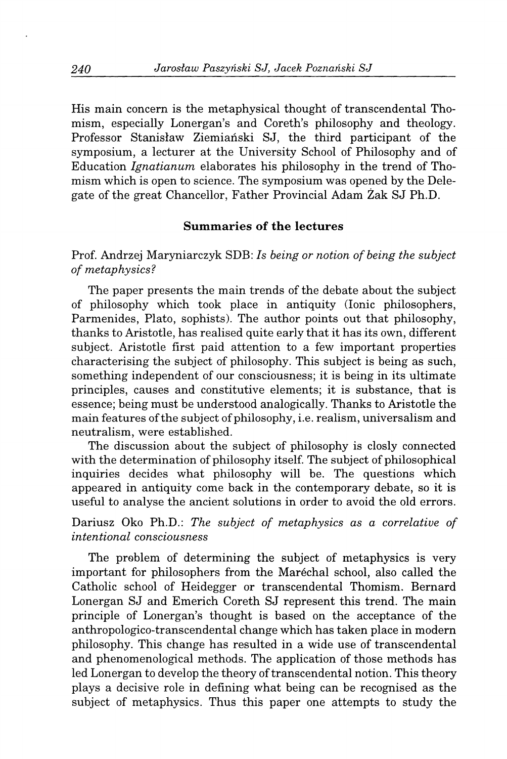His main concern is the metaphysical thought of transcendental Thomism, especially Lonergan's and Coreth's philosophy and theology. Professor Stanisław Ziemiański SJ, the third participant of the symposium, a lecturer at the University School of Philosophy and of Education *Ignatianum* elaborates his philosophy in the trend of Thomism which is open to science. The symposium was opened by the Delegate of the great Chancellor, Father Provincial Adam Żak SJ Ph.D.

## Summaries of the lectures

Prof. Andrzej Maryniarczyk SDB: *Is being or notion of being the subject of metaphysics?*

The paper presents the main trends of the debate about the subject of philosophy which took place in antiquity (Ionic philosophers, Parmenides, Plato, sophists). The author points out that philosophy, thanks to Aristotle, has realised quite early that it has its own, different subject. Aristotle first paid attention to a few important properties characterising the subject of philosophy. This subject is being as such, something independent of our consciousness; it is being in its ultimate principles, causes and constitutive elements; it is substance, that is essence; being must be understood analogically. Thanks to Aristotle the main features of the subject of philosophy, i.e. realism, universalism and neutralism, were established.

The discussion about the subject of philosophy is closly connected with the determination of philosophy itself. The subject of philosophical inquiries decides what philosophy will be. The questions which appeared in antiquity come back in the contemporary debate, so it is useful to analyse the ancient solutions in order to avoid the old errors.

Dariusz Oko Ph.D.: *The subject of metaphysics as a correlative of intentional consciousness*

The problem of determining the subject of metaphysics is very important for philosophers from the Maréchal school, also called the Catholic school of Heidegger or transcendental Thomism. Bernard Lonergan SJ and Emerich Coreth SJ represent this trend. The main principle of Lonergan's thought is based on the acceptance of the anthropologico-transcendental change which has taken place in modern philosophy. This change has resulted in a wide use of transcendental and phenomenological methods. The application of those methods has led Lonergan to develop the theory of transcendental notion. This theory plays a decisive role in defining what being can be recognised as the subject of metaphysics. Thus this paper one attempts to study the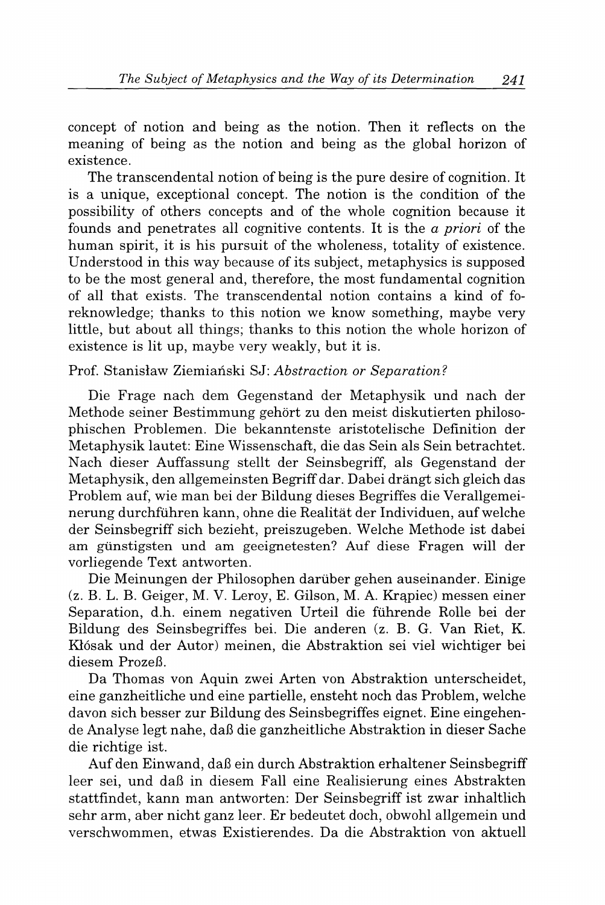concept of notion and being as the notion. Then it reflects on the meaning of being as the notion and being as the global horizon of existence.

The transcendental notion of being is the pure desire of cognition. It is a unique, exceptional concept. The notion is the condition of the possibility of others concepts and of the whole cognition because it founds and penetrates all cognitive contents. It is the *a priori* of the human spirit, it is his pursuit of the wholeness, totality of existence. Understood in this way because of its subject, metaphysics is supposed to be the most general and, therefore, the most fundamental cognition of all that exists. The transcendental notion contains a kind of foreknowledge; thanks to this notion we know something, maybe very little, but about all things; thanks to this notion the whole horizon of existence is lit up, maybe very weakly, but it is.

Prof. Stanisław Ziemiański SJ: *Abstraction or Separation?*

Die Frage nach dem Gegenstand der Metaphysik und nach der Methode seiner Bestimmung gehört zu den meist diskutierten philosophischen Problemen. Die bekanntenste aristotelische Definition der Metaphysik lautet: Eine Wissenschaft, die das Sein als Sein betrachtet. Nach dieser Auffassung stellt der Seinsbegriff, als Gegenstand der Metaphysik, den allgemeinsten Begriff dar. Dabei drängt sich gleich das Problem auf, wie man bei der Bildung dieses Begriffes die Verallgemeinerung durchführen kann, ohne die Realität der Individuen, auf welche der Seinsbegriff sich bezieht, preiszugeben. Welche Methode ist dabei am günstigsten und am geeignetesten? Auf diese Fragen will der vorliegende Text antworten.

Die Meinungen der Philosophen darüber gehen auseinander. Einige (z. B. L. B. Geiger, M. V. Leroy, E. Gilson, M. A. Krąpiec) messen einer Separation, d.h. einem negativen Urteil die führende Rolle bei der Bildung des Seinsbegriffes bei. Die anderen (z. B. G. Van Riet, K. Kłósak und der Autor) meinen, die Abstraktion sei viel wichtiger bei diesem Prozeß.

Da Thomas von Aquin zwei Arten von Abstraktion unterscheidet, eine ganzheitliche und eine partielle, ensteht noch das Problem, welche davon sich besser zur Bildung des Seinsbegriffes eignet. Eine eingehende Analyse legt nahe, daß die ganzheitliche Abstraktion in dieser Sache die richtige ist.

Auf den Einwand, daß ein durch Abstraktion erhaltener Seinsbegriff leer sei, und daß in diesem Fall eine Realisierung eines Abstrakten stattfindet, kann man antworten: Der Seinsbegriff ist zwar inhaltlich sehr arm, aber nicht ganz leer. Er bedeutet doch, obwohl allgemein und verschwommen, etwas Existierendes. Da die Abstraktion von aktuell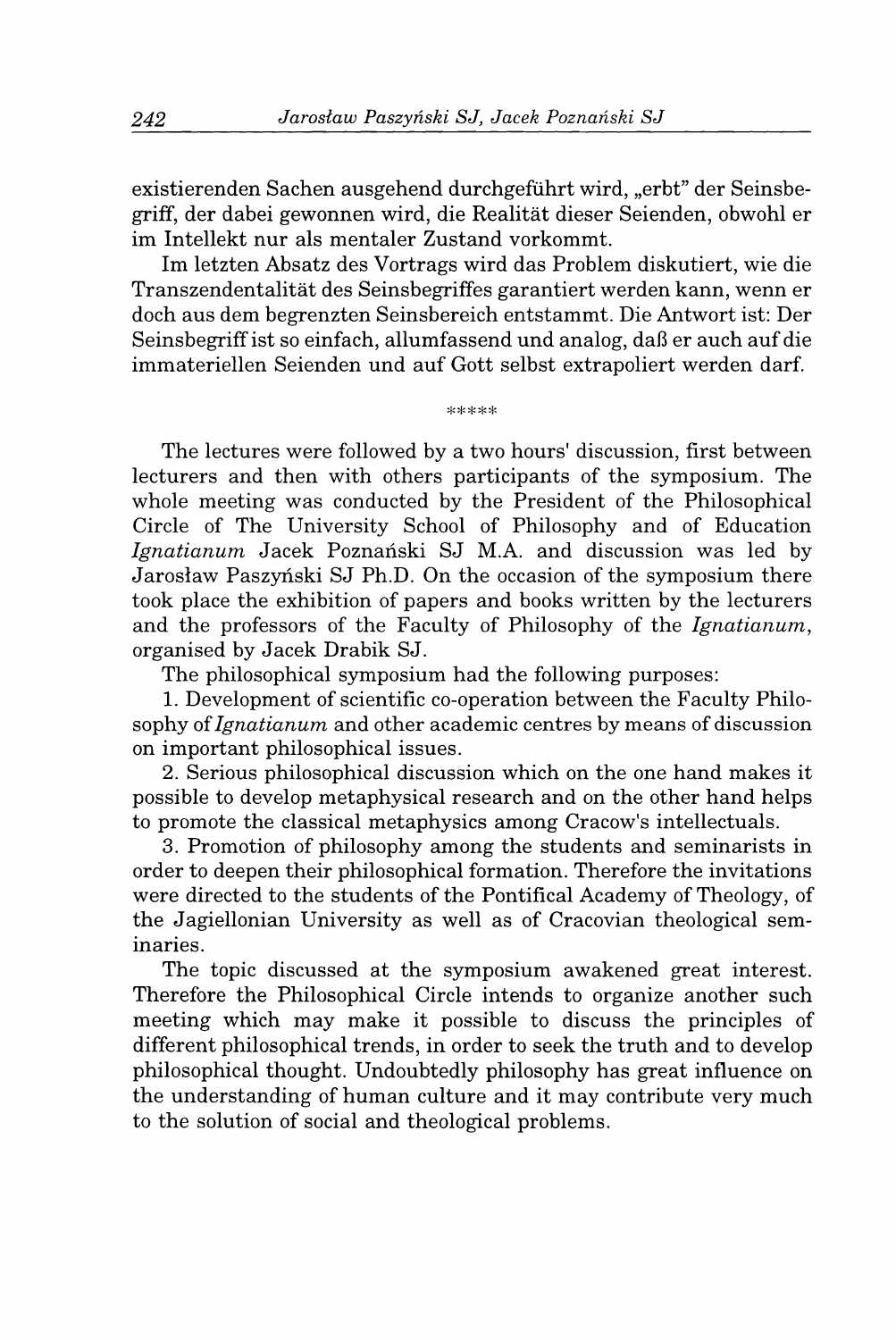existierenden Sachen ausgehend durchgeführt wird, „erbt" der Seinsbegriff, der dabei gewonnen wird, die Realität dieser Seienden, obwohl er im Intellekt nur als mentaler Zustand vorkommt.

Im letzten Absatz des Vortrags wird das Problem diskutiert, wie die Transzendentalität des Seinsbegriffes garantiert werden kann, wenn er doch aus dem begrenzten Seinsbereich entstammt. Die Antwort ist: Der Seinsbegriff ist so einfach, allumfassend und analog, daß er auch auf die immateriellen Seienden und auf Gott selbst extrapoliert werden darf.

*****

The lectures were followed by a two hours' discussion, first between lecturers and then with others participants of the symposium. The whole meeting was conducted by the President of the Philosophical Circle of The University School of Philosophy and of Education *Ignatianum* Jacek Poznański SJ M.A. and discussion was led by Jarosław Paszyński SJ Ph.D. On the occasion of the symposium there took place the exhibition of papers and books written by the lecturers and the professors of the Faculty of Philosophy of the *Ignatianum*, organised by Jacek Drabik SJ.

The philosophical symposium had the following purposes:

1. Development of scientific co-operation between the Faculty Philosophy of *Ignatianum* and other academic centres by means of discussion on important philosophical issues.

2. Serious philosophical discussion which on the one hand makes it possible to develop metaphysical research and on the other hand helps to promote the classical metaphysics among Cracow's intellectuals.

3. Promotion of philosophy among the students and seminarists in order to deepen their philosophical formation. Therefore the invitations were directed to the students of the Pontifical Academy of Theology, of the Jagiellonian University as well as of Cracovian theological seminaries.

The topic discussed at the symposium awakened great interest. Therefore the Philosophical Circle intends to organize another such meeting which may make it possible to discuss the principles of different philosophical trends, in order to seek the truth and to develop philosophical thought. Undoubtedly philosophy has great influence on the understanding of human culture and it may contribute very much to the solution of social and theological problems.